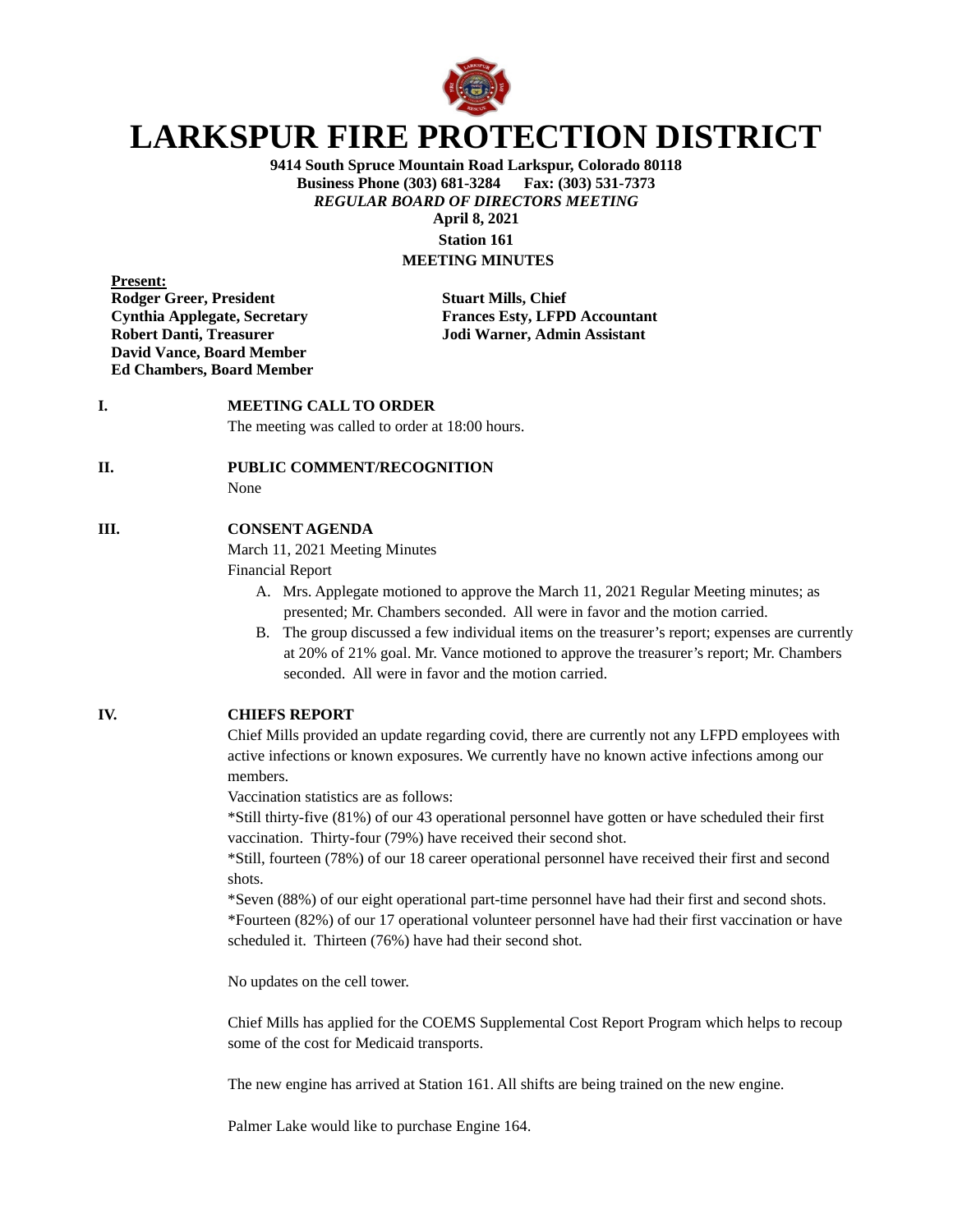# LARKSPUR FIRE PROTECTION DISTRICT

**9414 South Spruce Mountain Road Larkspur, Colorado 80118**
**Business Phone (303) 681-3284 Fax: (303) 531-7373**
***REGULAR BOARD OF DIRECTORS MEETING***
**April 8, 2021**
**Station 161**
**MEETING MINUTES**

**Present:**
**Rodger Greer, President**
**Cynthia Applegate, Secretary**
**Robert Danti, Treasurer**
**David Vance, Board Member**
**Ed Chambers, Board Member**

**Stuart Mills, Chief**
**Frances Esty, LFPD Accountant**
**Jodi Warner, Admin Assistant**

**I. MEETING CALL TO ORDER**

The meeting was called to order at 18:00 hours.

**II. PUBLIC COMMENT/RECOGNITION**

None

**III. CONSENT AGENDA**

March 11, 2021 Meeting Minutes
Financial Report

A. Mrs. Applegate motioned to approve the March 11, 2021 Regular Meeting minutes; as presented; Mr. Chambers seconded. All were in favor and the motion carried.
B. The group discussed a few individual items on the treasurer's report; expenses are currently at 20% of 21% goal. Mr. Vance motioned to approve the treasurer's report; Mr. Chambers seconded. All were in favor and the motion carried.

**IV. CHIEFS REPORT**

Chief Mills provided an update regarding covid, there are currently not any LFPD employees with active infections or known exposures. We currently have no known active infections among our members.

Vaccination statistics are as follows:
*Still thirty-five (81%) of our 43 operational personnel have gotten or have scheduled their first vaccination. Thirty-four (79%) have received their second shot.
*Still, fourteen (78%) of our 18 career operational personnel have received their first and second shots.
*Seven (88%) of our eight operational part-time personnel have had their first and second shots.
*Fourteen (82%) of our 17 operational volunteer personnel have had their first vaccination or have scheduled it. Thirteen (76%) have had their second shot.

No updates on the cell tower.

Chief Mills has applied for the COEMS Supplemental Cost Report Program which helps to recoup some of the cost for Medicaid transports.

The new engine has arrived at Station 161. All shifts are being trained on the new engine.

Palmer Lake would like to purchase Engine 164.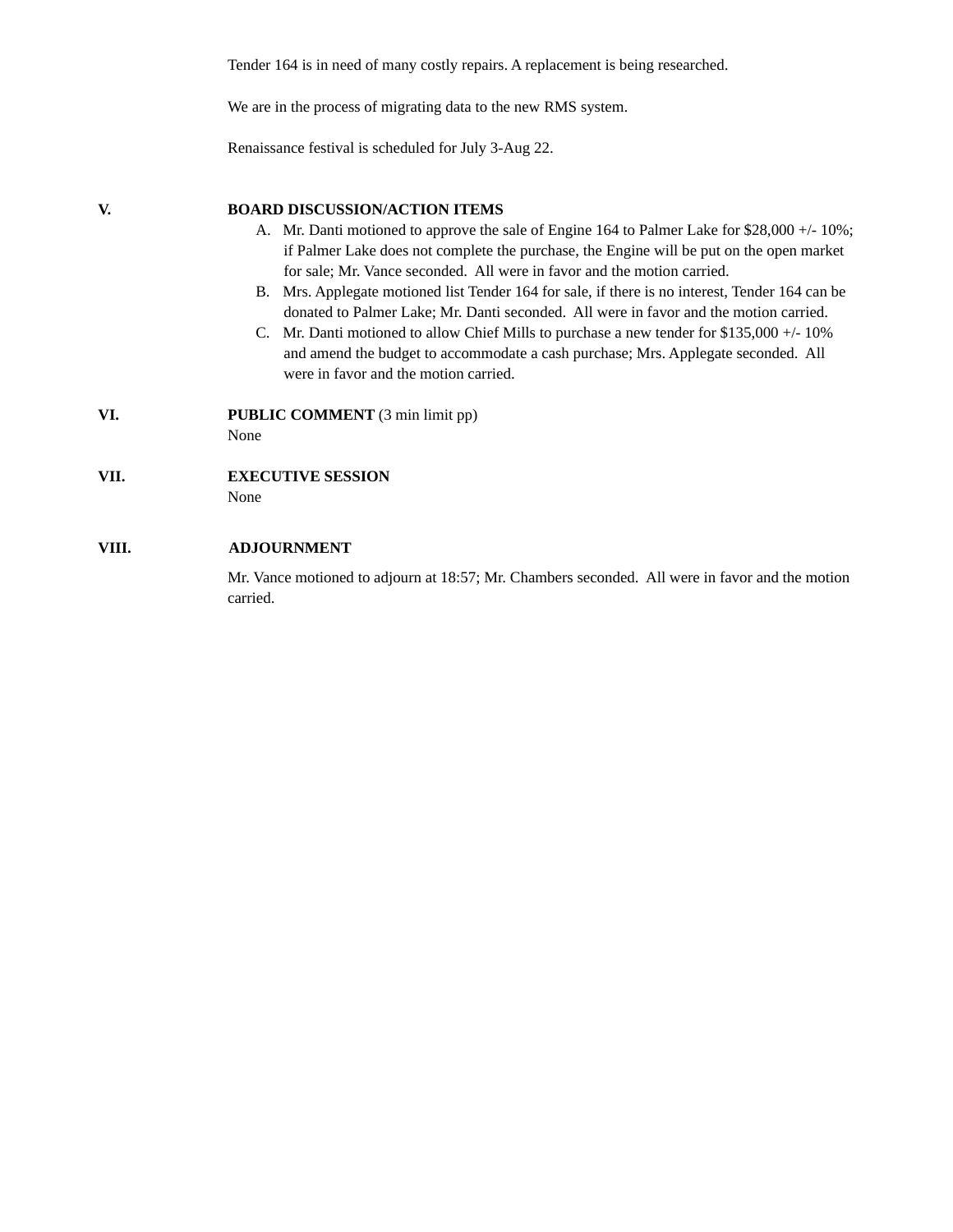Tender 164 is in need of many costly repairs. A replacement is being researched.

We are in the process of migrating data to the new RMS system.

Renaissance festival is scheduled for July 3-Aug 22.

## V. BOARD DISCUSSION/ACTION ITEMS

A. Mr. Danti motioned to approve the sale of Engine 164 to Palmer Lake for $28,000 +/- 10%; if Palmer Lake does not complete the purchase, the Engine will be put on the open market for sale; Mr. Vance seconded. All were in favor and the motion carried.

B. Mrs. Applegate motioned list Tender 164 for sale, if there is no interest, Tender 164 can be donated to Palmer Lake; Mr. Danti seconded. All were in favor and the motion carried.

C. Mr. Danti motioned to allow Chief Mills to purchase a new tender for $135,000 +/- 10% and amend the budget to accommodate a cash purchase; Mrs. Applegate seconded. All were in favor and the motion carried.

## VI. PUBLIC COMMENT (3 min limit pp)

None

## VII. EXECUTIVE SESSION

None

## VIII. ADJOURNMENT

Mr. Vance motioned to adjourn at 18:57; Mr. Chambers seconded. All were in favor and the motion carried.